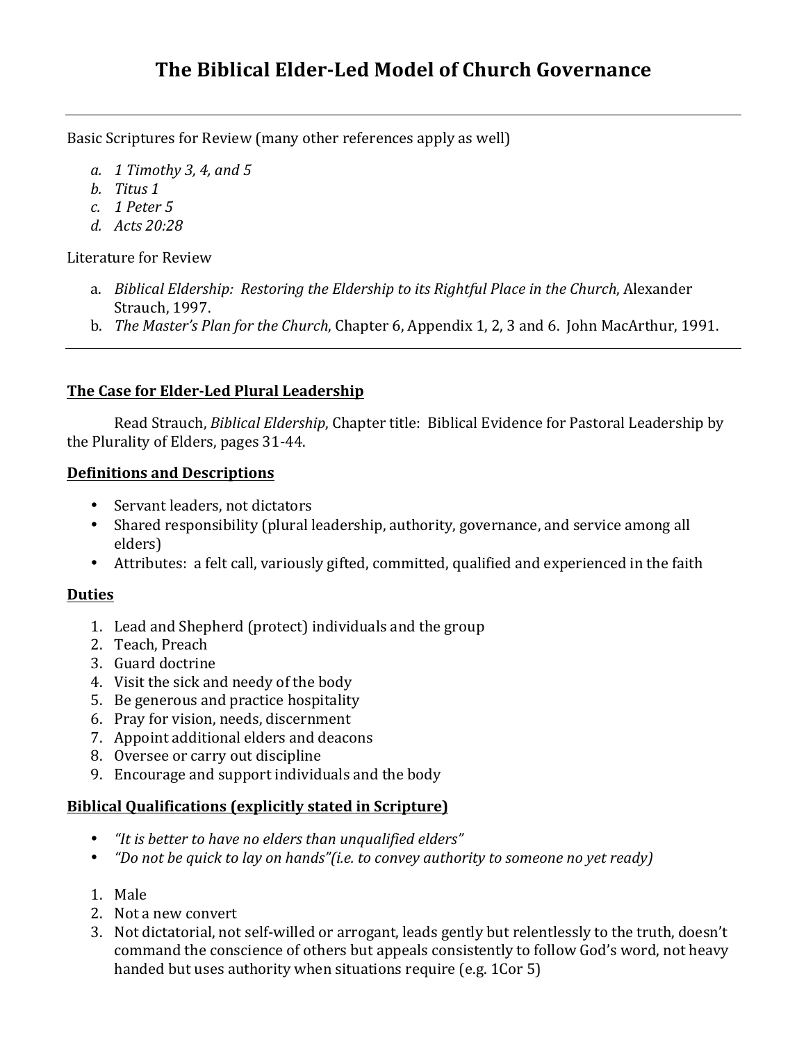# The Biblical Elder-Led Model of Church Governance

---

Basic Scriptures for Review (many other references apply as well)

- a. *1 Timothy 3, 4, and 5*
- b. *Titus 1*
- c. *1 Peter 5*
- d. *Acts 20:28*

Literature for Review

- a. *Biblical Eldership: Restoring the Eldership to its Rightful Place in the Church*, Alexander Strauch, 1997.
- b. *The Master's Plan for the Church*, Chapter 6, Appendix 1, 2, 3 and 6. John MacArthur, 1991.

---

## The Case for Elder-Led Plural Leadership

Read Strauch, *Biblical Eldership*, Chapter title: Biblical Evidence for Pastoral Leadership by the Plurality of Elders, pages 31-44.

## Definitions and Descriptions

- Servant leaders, not dictators
- Shared responsibility (plural leadership, authority, governance, and service among all elders)
- Attributes: a felt call, variously gifted, committed, qualified and experienced in the faith

## Duties

1. Lead and Shepherd (protect) individuals and the group
2. Teach, Preach
3. Guard doctrine
4. Visit the sick and needy of the body
5. Be generous and practice hospitality
6. Pray for vision, needs, discernment
7. Appoint additional elders and deacons
8. Oversee or carry out discipline
9. Encourage and support individuals and the body

## Biblical Qualifications (explicitly stated in Scripture)

- *"It is better to have no elders than unqualified elders"*
- *"Do not be quick to lay on hands"(i.e. to convey authority to someone no yet ready)*

1. Male
2. Not a new convert
3. Not dictatorial, not self-willed or arrogant, leads gently but relentlessly to the truth, doesn't command the conscience of others but appeals consistently to follow God's word, not heavy handed but uses authority when situations require (e.g. 1Cor 5)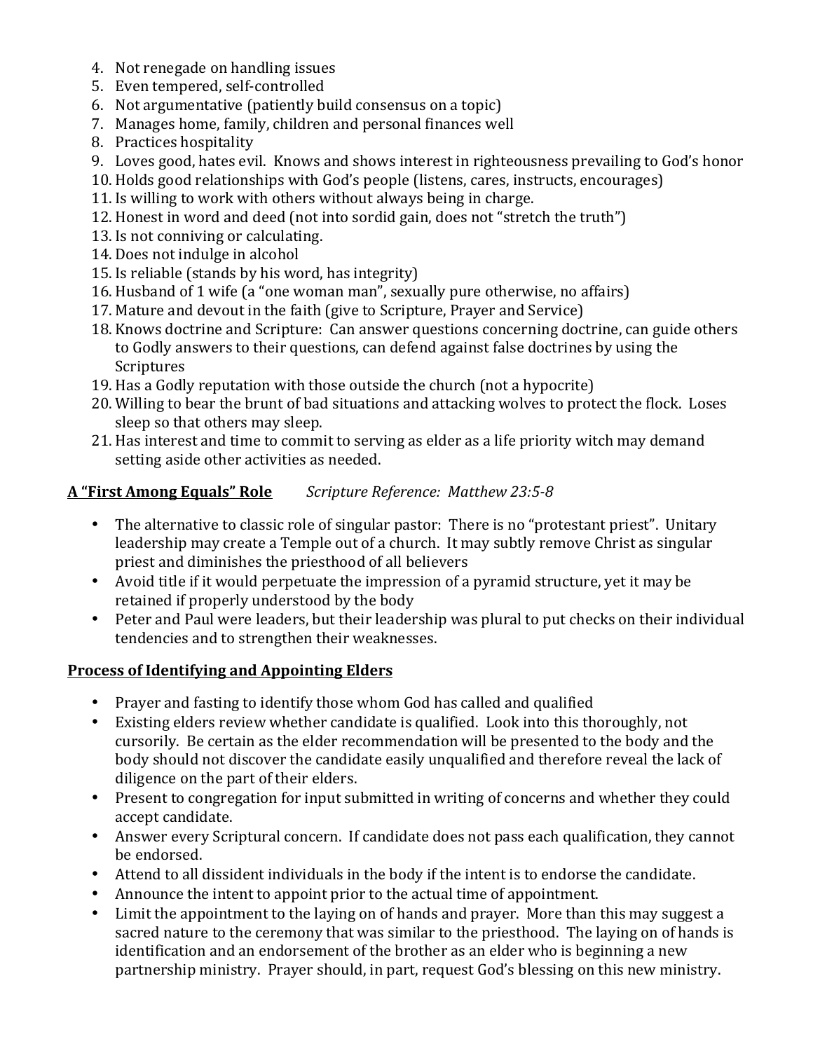4. Not renegade on handling issues
5. Even tempered, self-controlled
6. Not argumentative (patiently build consensus on a topic)
7. Manages home, family, children and personal finances well
8. Practices hospitality
9. Loves good, hates evil. Knows and shows interest in righteousness prevailing to God's honor
10. Holds good relationships with God's people (listens, cares, instructs, encourages)
11. Is willing to work with others without always being in charge.
12. Honest in word and deed (not into sordid gain, does not "stretch the truth")
13. Is not conniving or calculating.
14. Does not indulge in alcohol
15. Is reliable (stands by his word, has integrity)
16. Husband of 1 wife (a "one woman man", sexually pure otherwise, no affairs)
17. Mature and devout in the faith (give to Scripture, Prayer and Service)
18. Knows doctrine and Scripture: Can answer questions concerning doctrine, can guide others to Godly answers to their questions, can defend against false doctrines by using the Scriptures
19. Has a Godly reputation with those outside the church (not a hypocrite)
20. Willing to bear the brunt of bad situations and attacking wolves to protect the flock. Loses sleep so that others may sleep.
21. Has interest and time to commit to serving as elder as a life priority witch may demand setting aside other activities as needed.

**<u>A "First Among Equals" Role</u>** *Scripture Reference: Matthew 23:5-8*

- The alternative to classic role of singular pastor: There is no "protestant priest". Unitary leadership may create a Temple out of a church. It may subtly remove Christ as singular priest and diminishes the priesthood of all believers
- Avoid title if it would perpetuate the impression of a pyramid structure, yet it may be retained if properly understood by the body
- Peter and Paul were leaders, but their leadership was plural to put checks on their individual tendencies and to strengthen their weaknesses.

**<u>Process of Identifying and Appointing Elders</u>**

- Prayer and fasting to identify those whom God has called and qualified
- Existing elders review whether candidate is qualified. Look into this thoroughly, not cursorily. Be certain as the elder recommendation will be presented to the body and the body should not discover the candidate easily unqualified and therefore reveal the lack of diligence on the part of their elders.
- Present to congregation for input submitted in writing of concerns and whether they could accept candidate.
- Answer every Scriptural concern. If candidate does not pass each qualification, they cannot be endorsed.
- Attend to all dissident individuals in the body if the intent is to endorse the candidate.
- Announce the intent to appoint prior to the actual time of appointment.
- Limit the appointment to the laying on of hands and prayer. More than this may suggest a sacred nature to the ceremony that was similar to the priesthood. The laying on of hands is identification and an endorsement of the brother as an elder who is beginning a new partnership ministry. Prayer should, in part, request God's blessing on this new ministry.